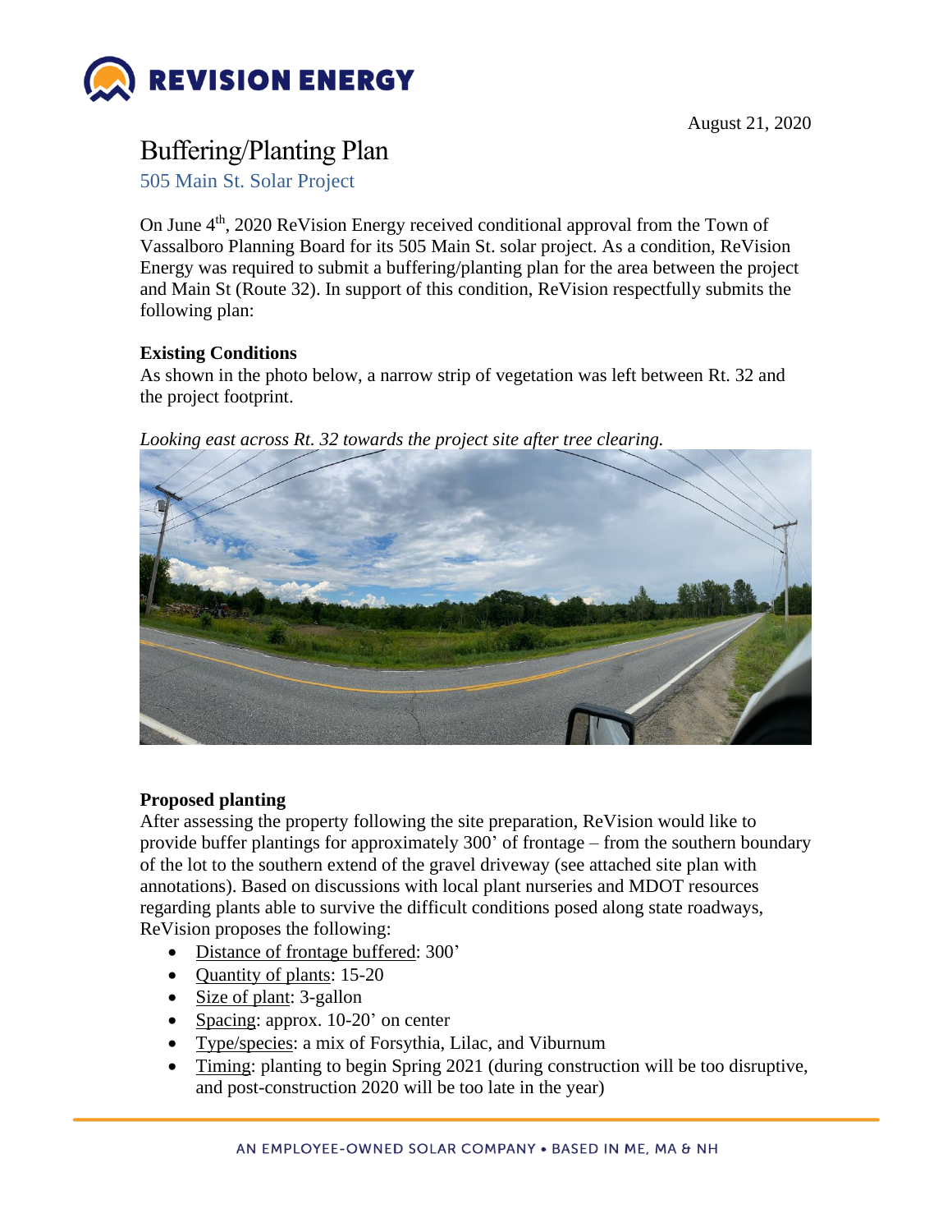August 21, 2020

# Buffering/Planting Plan

## 505 Main St. Solar Project

On June 4th, 2020 ReVision Energy received conditional approval from the Town of Vassalboro Planning Board for its 505 Main St. solar project. As a condition, ReVision Energy was required to submit a buffering/planting plan for the area between the project and Main St (Route 32). In support of this condition, ReVision respectfully submits the following plan:

**Existing Conditions**

As shown in the photo below, a narrow strip of vegetation was left between Rt. 32 and the project footprint.

*Looking east across Rt. 32 towards the project site after tree clearing.*

**Proposed planting**

After assessing the property following the site preparation, ReVision would like to provide buffer plantings for approximately 300' of frontage – from the southern boundary of the lot to the southern extend of the gravel driveway (see attached site plan with annotations). Based on discussions with local plant nurseries and MDOT resources regarding plants able to survive the difficult conditions posed along state roadways, ReVision proposes the following:

- Distance of frontage buffered: 300'
- Quantity of plants: 15-20
- Size of plant: 3-gallon
- Spacing: approx. 10-20' on center
- Type/species: a mix of Forsythia, Lilac, and Viburnum
- Timing: planting to begin Spring 2021 (during construction will be too disruptive, and post-construction 2020 will be too late in the year)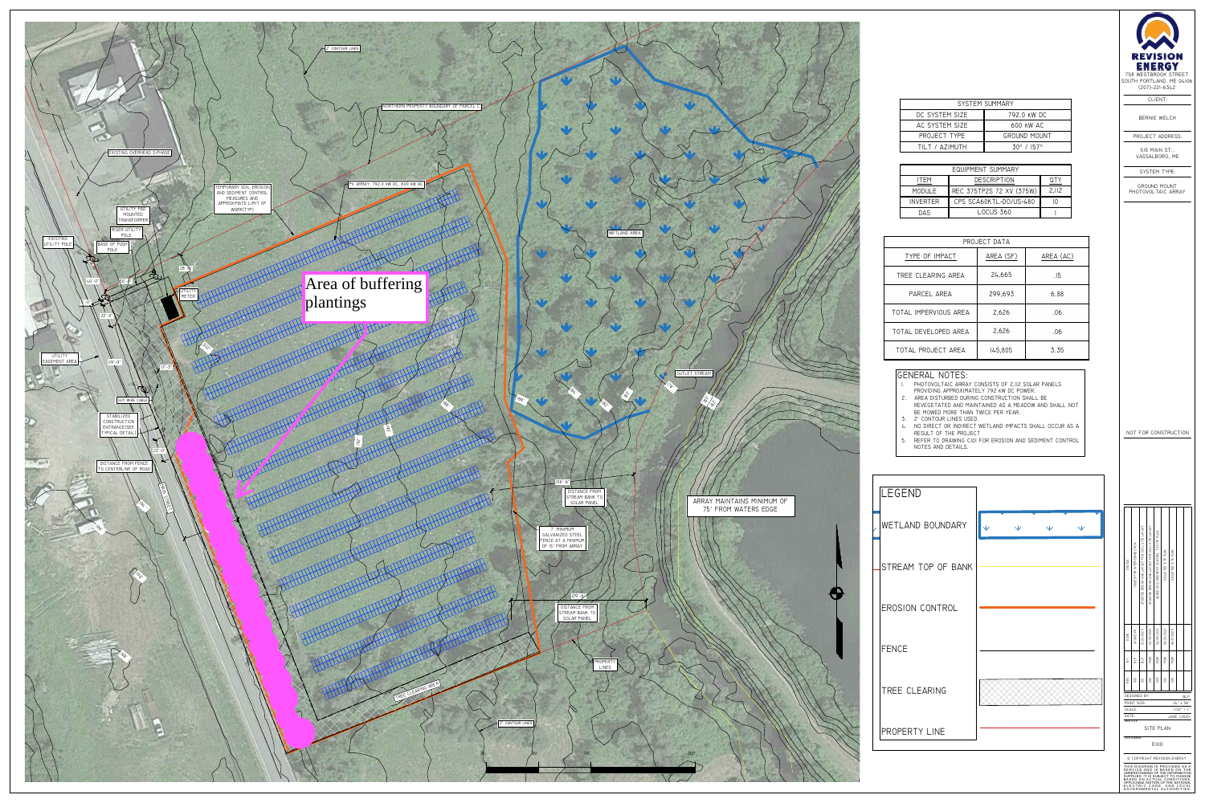REVISION ENERGY
758 WESTBROOK STREET
SOUTH PORTLAND, ME 04106
(207)-221-6342

CLIENT:
BERNIE WELCH

PROJECT ADDRESS:
515 MAIN ST.,
VASSALBORO, ME

SYSTEM TYPE:
GROUND MOUNT PHOTOVOLTAIC ARRAY

NOT FOR CONSTRUCTION

| SYSTEM SUMMARY | |
|---|---|
| DC SYSTEM SIZE | 792.0 kW DC |
| AC SYSTEM SIZE | 600 kW AC |
| PROJECT TYPE | GROUND MOUNT |
| TILT / AZIMUTH | 30° / 157° |

| EQUIPMENT SUMMARY | | |
|---|---|---|
| ITEM | DESCRIPTION | QTY |
| MODULE | REC 375TP2S 72 XV (375W) | 2,112 |
| INVERTER | CPS SCA60KTL-DO/US-480 | 10 |
| DAS | LOCUS 360 | 1 |

| PROJECT DATA | | |
|---|---|---|
| TYPE OF IMPACT | AREA (SF) | AREA (AC) |
| TREE CLEARING AREA | 24,665 | .15 |
| PARCEL AREA | 299,693 | 6.88 |
| TOTAL IMPERVIOUS AREA | 2,626 | .06 |
| TOTAL DEVELOPED AREA | 2,626 | .06 |
| TOTAL PROJECT AREA | 145,805 | 3.35 |

## GENERAL NOTES:

1. PHOTOVOLTAIC ARRAY CONSISTS OF 2,112 SOLAR PANELS PROVIDING APPROXIMATELY 792 kW DC POWER.
2. AREA DISTURBED DURING CONSTRUCTION SHALL BE REVEGETATED AND MAINTAINED AS A MEADOW AND SHALL NOT BE MOWED MORE THAN TWICE PER YEAR.
3. 2' CONTOUR LINES USED.
4. NO DIRECT OR INDIRECT WETLAND IMPACTS SHALL OCCUR AS A RESULT OF THE PROJECT
5. REFER TO DRAWING C101 FOR EROSION AND SEDIMENT CONTROL NOTES AND DETAILS.

## LEGEND

- WETLAND BOUNDARY
- STREAM TOP OF BANK
- EROSION CONTROL
- FENCE
- TREE CLEARING
- PROPERTY LINE

Area of buffering plantings

2' CONTOUR LINES

NORTHERN PROPERTY BOUNDARY OF PARCEL C

EXISTING OVERHEAD 3-PHASE

TEMPORARY SOIL EROSION AND SEDIMENT CONTROL MEASURES AND APPROXIMATE LIMIT OF WORK (TYP)

PV ARRAY: 792.0 kW DC, 600 kW AC

UTILITY PAD MOUNTED TRANSFORMER

RISER UTILITY POLE

EXISTING UTILITY POLE

BASE OF PUSH POLE

UTILITY METER

UTILITY EASEMENT AREA

GUY WIRE CABLE

STABILIZED CONSTRUCTION ENTRANCE (SEE TYPICAL DETAIL)

DISTANCE FROM FENCE TO CENTERLINE OF ROAD

MAIN STREET

WETLAND AREA

OUTLET STREAM

DISTANCE FROM STREAM BANK TO SOLAR PANEL

7' MINIMUM GALVANIZED STEEL FENCE AT A MINIMUM OF 15' FROM ARRAY

ARRAY MAINTAINS MINIMUM OF 75' FROM WATERS EDGE

DISTANCE FROM STREAM BANK TO SOLAR PANEL

PROPERTY LINES

TREE CLEARING AREA

2' CONTOUR LINES

DESIGNED BY:
PRINT SIZE: 24" X 36"
SCALE: 1/32" = 1'
DATE: JUNE 1, 2020

SITE PLAN

E100

© COPYRIGHT REVISION ENERGY

THIS DIAGRAM IS PROVIDED AS A SERVICE AND IS BASED ON THE UNDERSTANDING OF THE INFORMATION SUPPLIED. IT IS SUBJECT TO CHANGE BASED ON ACTUAL CONDITIONS, APPLICABLE EDITION OF THE NATIONAL ELECTRIC CODE, AND LOCAL GOVERNMENTAL AUTHORITIES.